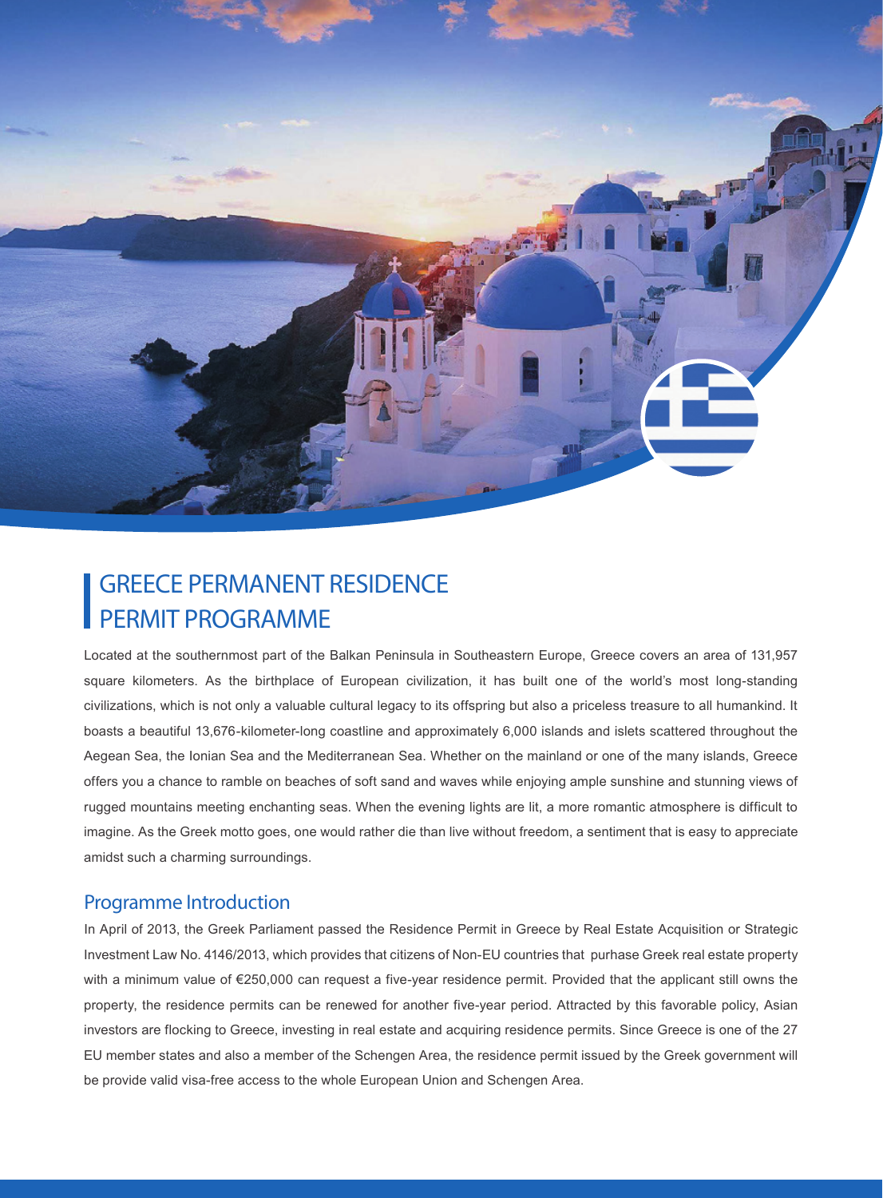# GREECE PERMANENT RESIDENCE PERMIT PROGRAMME

Located at the southernmost part of the Balkan Peninsula in Southeastern Europe, Greece covers an area of 131,957 square kilometers. As the birthplace of European civilization, it has built one of the world's most long-standing civilizations, which is not only a valuable cultural legacy to its offspring but also a priceless treasure to all humankind. It boasts a beautiful 13,676-kilometer-long coastline and approximately 6,000 islands and islets scattered throughout the Aegean Sea, the Ionian Sea and the Mediterranean Sea. Whether on the mainland or one of the many islands, Greece offers you a chance to ramble on beaches of soft sand and waves while enjoying ample sunshine and stunning views of rugged mountains meeting enchanting seas. When the evening lights are lit, a more romantic atmosphere is difficult to imagine. As the Greek motto goes, one would rather die than live without freedom, a sentiment that is easy to appreciate amidst such a charming surroundings.

## Programme Introduction

In April of 2013, the Greek Parliament passed the Residence Permit in Greece by Real Estate Acquisition or Strategic Investment Law No. 4146/2013, which provides that citizens of Non-EU countries that purhase Greek real estate property with a minimum value of €250,000 can request a five-year residence permit. Provided that the applicant still owns the property, the residence permits can be renewed for another five-year period. Attracted by this favorable policy, Asian investors are flocking to Greece, investing in real estate and acquiring residence permits. Since Greece is one of the 27 EU member states and also a member of the Schengen Area, the residence permit issued by the Greek government will be provide valid visa-free access to the whole European Union and Schengen Area.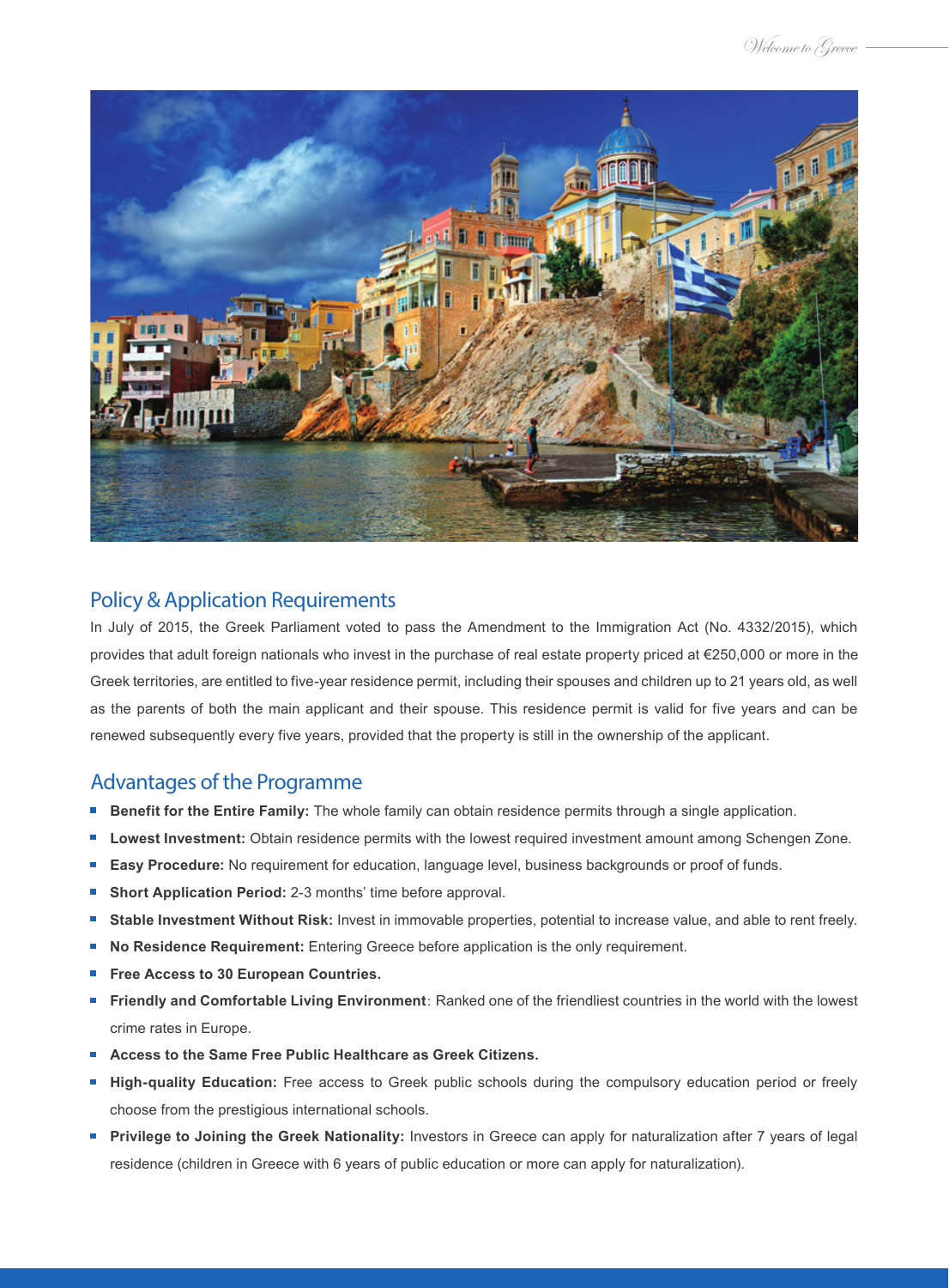## Policy & Application Requirements

In July of 2015, the Greek Parliament voted to pass the Amendment to the Immigration Act (No. 4332/2015), which provides that adult foreign nationals who invest in the purchase of real estate property priced at €250,000 or more in the Greek territories, are entitled to five-year residence permit, including their spouses and children up to 21 years old, as well as the parents of both the main applicant and their spouse. This residence permit is valid for five years and can be renewed subsequently every five years, provided that the property is still in the ownership of the applicant.

## Advantages of the Programme

- **Benefit for the Entire Family:** The whole family can obtain residence permits through a single application.
- **Lowest Investment:** Obtain residence permits with the lowest required investment amount among Schengen Zone.
- **Easy Procedure:** No requirement for education, language level, business backgrounds or proof of funds.
- **Short Application Period:** 2-3 months' time before approval.
- **Stable Investment Without Risk:** Invest in immovable properties, potential to increase value, and able to rent freely.
- **No Residence Requirement:** Entering Greece before application is the only requirement.
- **Free Access to 30 European Countries.**
- **Friendly and Comfortable Living Environment**: Ranked one of the friendliest countries in the world with the lowest crime rates in Europe.
- **Access to the Same Free Public Healthcare as Greek Citizens.**
- **High-quality Education:** Free access to Greek public schools during the compulsory education period or freely choose from the prestigious international schools.
- **Privilege to Joining the Greek Nationality:** Investors in Greece can apply for naturalization after 7 years of legal residence (children in Greece with 6 years of public education or more can apply for naturalization).